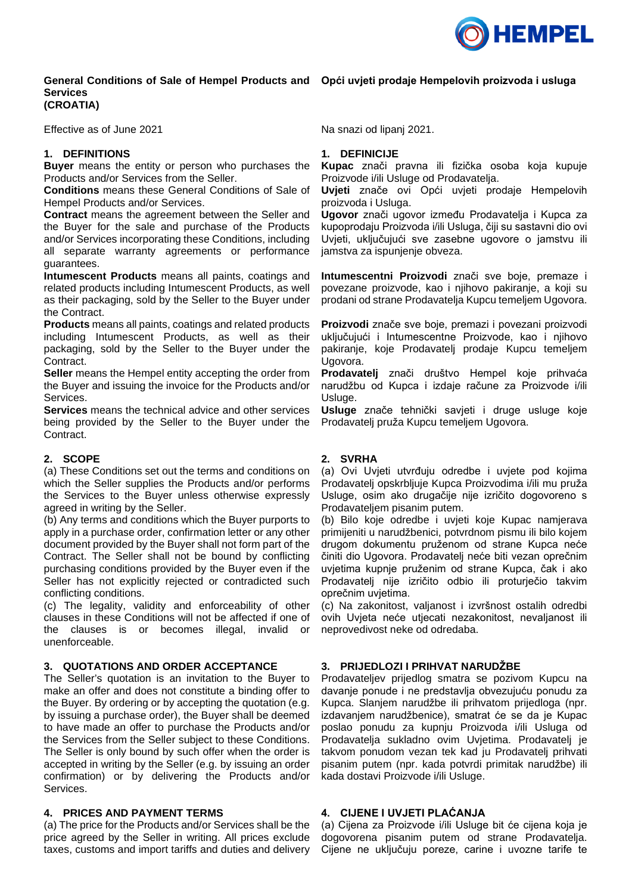## General Conditions of Sale of Hempel Products and Services (CROATIA)

Effective as of June 2021

### 1. DEFINITIONS

**Buyer** means the entity or person who purchases the Products and/or Services from the Seller.

**Conditions** means these General Conditions of Sale of Hempel Products and/or Services.

**Contract** means the agreement between the Seller and the Buyer for the sale and purchase of the Products and/or Services incorporating these Conditions, including all separate warranty agreements or performance guarantees.

**Intumescent Products** means all paints, coatings and related products including Intumescent Products, as well as their packaging, sold by the Seller to the Buyer under the Contract.

**Products** means all paints, coatings and related products including Intumescent Products, as well as their packaging, sold by the Seller to the Buyer under the Contract.

**Seller** means the Hempel entity accepting the order from the Buyer and issuing the invoice for the Products and/or Services.

**Services** means the technical advice and other services being provided by the Seller to the Buyer under the Contract.

### 2. SCOPE

(a) These Conditions set out the terms and conditions on which the Seller supplies the Products and/or performs the Services to the Buyer unless otherwise expressly agreed in writing by the Seller.

(b) Any terms and conditions which the Buyer purports to apply in a purchase order, confirmation letter or any other document provided by the Buyer shall not form part of the Contract. The Seller shall not be bound by conflicting purchasing conditions provided by the Buyer even if the Seller has not explicitly rejected or contradicted such conflicting conditions.

(c) The legality, validity and enforceability of other clauses in these Conditions will not be affected if one of the clauses is or becomes illegal, invalid or unenforceable.

### 3. QUOTATIONS AND ORDER ACCEPTANCE

The Seller's quotation is an invitation to the Buyer to make an offer and does not constitute a binding offer to the Buyer. By ordering or by accepting the quotation (e.g. by issuing a purchase order), the Buyer shall be deemed to have made an offer to purchase the Products and/or the Services from the Seller subject to these Conditions. The Seller is only bound by such offer when the order is accepted in writing by the Seller (e.g. by issuing an order confirmation) or by delivering the Products and/or Services.

### 4. PRICES AND PAYMENT TERMS

(a) The price for the Products and/or Services shall be the price agreed by the Seller in writing. All prices exclude taxes, customs and import tariffs and duties and delivery

## Opći uvjeti prodaje Hempelovih proizvoda i usluga

Na snazi od lipanj 2021.

### 1. DEFINICIJE

**Kupac** znači pravna ili fizička osoba koja kupuje Proizvode i/ili Usluge od Prodavatelja.

**Uvjeti** znače ovi Opći uvjeti prodaje Hempelovih proizvoda i Usluga.

**Ugovor** znači ugovor između Prodavatelja i Kupca za kupoprodaju Proizvoda i/ili Usluga, čiji su sastavni dio ovi Uvjeti, uključujući sve zasebne ugovore o jamstvu ili jamstva za ispunjenje obveza.

**Intumescentni Proizvodi** znači sve boje, premaze i povezane proizvode, kao i njihovo pakiranje, a koji su prodani od strane Prodavatelja Kupcu temeljem Ugovora.

**Proizvodi** znače sve boje, premazi i povezani proizvodi uključujući i Intumescentne Proizvode, kao i njihovo pakiranje, koje Prodavatelj prodaje Kupcu temeljem Ugovora.

**Prodavatelj** znači društvo Hempel koje prihvaća narudžbu od Kupca i izdaje račune za Proizvode i/ili Usluge.

**Usluge** znače tehnički savjeti i druge usluge koje Prodavatelj pruža Kupcu temeljem Ugovora.

### 2. SVRHA

(a) Ovi Uvjeti utvrđuju odredbe i uvjete pod kojima Prodavatelj opskrbljuje Kupca Proizvodima i/ili mu pruža Usluge, osim ako drugačije nije izričito dogovoreno s Prodavateljem pisanim putem.

(b) Bilo koje odredbe i uvjeti koje Kupac namjerava primijeniti u narudžbenici, potvrdnom pismu ili bilo kojem drugom dokumentu pruženom od strane Kupca neće činiti dio Ugovora. Prodavatelj neće biti vezan oprečnim uvjetima kupnje pruženim od strane Kupca, čak i ako Prodavatelj nije izričito odbio ili proturječio takvim oprečnim uvjetima.

(c) Na zakonitost, valjanost i izvršnost ostalih odredbi ovih Uvjeta neće utjecati nezakonitost, nevaljanost ili neprovedivost neke od odredaba.

### 3. PRIJEDLOZI I PRIHVAT NARUDŽBE

Prodavateljev prijedlog smatra se pozivom Kupcu na davanje ponude i ne predstavlja obvezujuću ponudu za Kupca. Slanjem narudžbe ili prihvatom prijedloga (npr. izdavanjem narudžbenice), smatrat će se da je Kupac poslao ponudu za kupnju Proizvoda i/ili Usluga od Prodavatelja sukladno ovim Uvjetima. Prodavatelj je takvom ponudom vezan tek kad ju Prodavatelj prihvati pisanim putem (npr. kada potvrdi primitak narudžbe) ili kada dostavi Proizvode i/ili Usluge.

### 4. CIJENE I UVJETI PLAĆANJA

(a) Cijena za Proizvode i/ili Usluge bit će cijena koja je dogovorena pisanim putem od strane Prodavatelja. Cijene ne uključuju poreze, carine i uvozne tarife te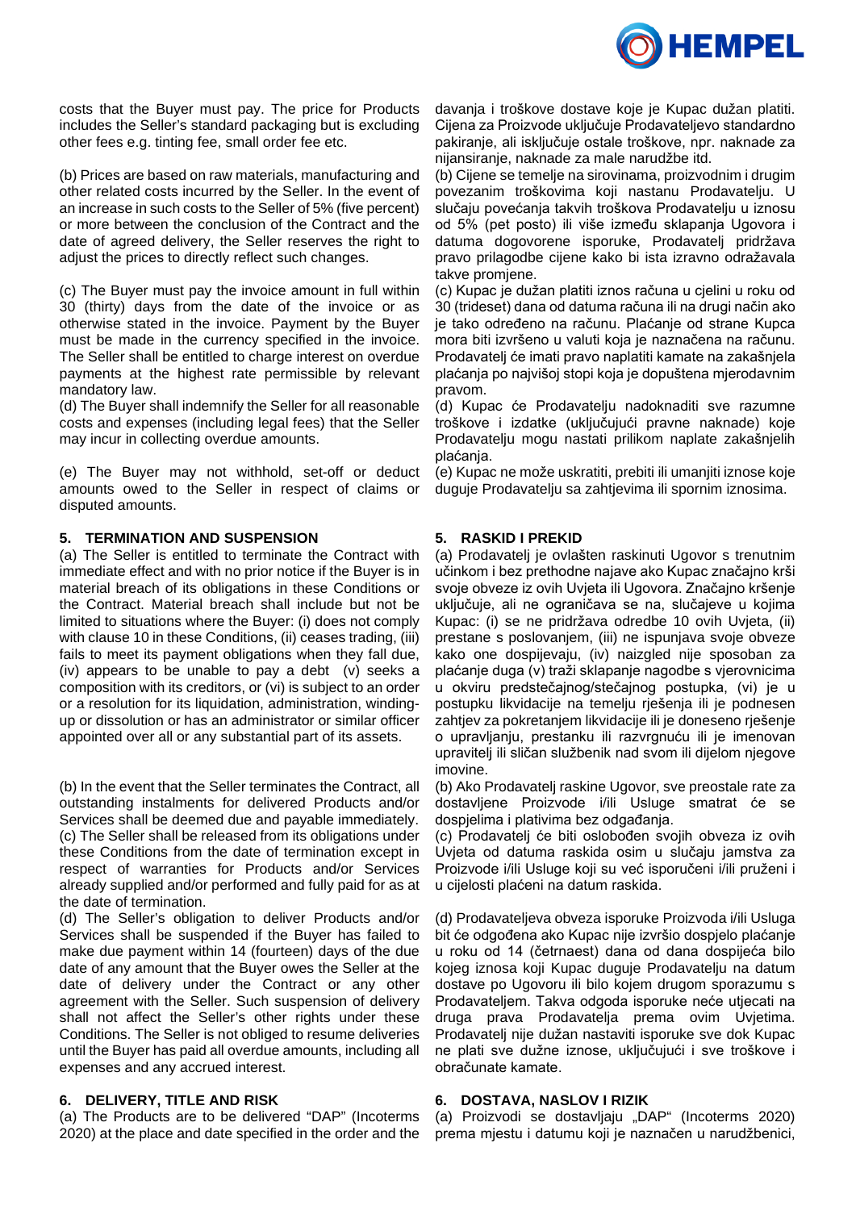costs that the Buyer must pay. The price for Products includes the Seller's standard packaging but is excluding other fees e.g. tinting fee, small order fee etc.

(b) Prices are based on raw materials, manufacturing and other related costs incurred by the Seller. In the event of an increase in such costs to the Seller of 5% (five percent) or more between the conclusion of the Contract and the date of agreed delivery, the Seller reserves the right to adjust the prices to directly reflect such changes.

(c) The Buyer must pay the invoice amount in full within 30 (thirty) days from the date of the invoice or as otherwise stated in the invoice. Payment by the Buyer must be made in the currency specified in the invoice. The Seller shall be entitled to charge interest on overdue payments at the highest rate permissible by relevant mandatory law.

(d) The Buyer shall indemnify the Seller for all reasonable costs and expenses (including legal fees) that the Seller may incur in collecting overdue amounts.

(e) The Buyer may not withhold, set-off or deduct amounts owed to the Seller in respect of claims or disputed amounts.

## 5. TERMINATION AND SUSPENSION

(a) The Seller is entitled to terminate the Contract with immediate effect and with no prior notice if the Buyer is in material breach of its obligations in these Conditions or the Contract. Material breach shall include but not be limited to situations where the Buyer: (i) does not comply with clause 10 in these Conditions, (ii) ceases trading, (iii) fails to meet its payment obligations when they fall due, (iv) appears to be unable to pay a debt (v) seeks a composition with its creditors, or (vi) is subject to an order or a resolution for its liquidation, administration, winding-up or dissolution or has an administrator or similar officer appointed over all or any substantial part of its assets.

(b) In the event that the Seller terminates the Contract, all outstanding instalments for delivered Products and/or Services shall be deemed due and payable immediately.

(c) The Seller shall be released from its obligations under these Conditions from the date of termination except in respect of warranties for Products and/or Services already supplied and/or performed and fully paid for as at the date of termination.

(d) The Seller's obligation to deliver Products and/or Services shall be suspended if the Buyer has failed to make due payment within 14 (fourteen) days of the due date of any amount that the Buyer owes the Seller at the date of delivery under the Contract or any other agreement with the Seller. Such suspension of delivery shall not affect the Seller's other rights under these Conditions. The Seller is not obliged to resume deliveries until the Buyer has paid all overdue amounts, including all expenses and any accrued interest.

## 6. DELIVERY, TITLE AND RISK

(a) The Products are to be delivered "DAP" (Incoterms 2020) at the place and date specified in the order and the

davanja i troškove dostave koje je Kupac dužan platiti. Cijena za Proizvode uključuje Prodavateljevo standardno pakiranje, ali isključuje ostale troškove, npr. naknade za nijansiranje, naknade za male narudžbe itd.

(b) Cijene se temelje na sirovinama, proizvodnim i drugim povezanim troškovima koji nastanu Prodavatelju. U slučaju povećanja takvih troškova Prodavatelju u iznosu od 5% (pet posto) ili više između sklapanja Ugovora i datuma dogovorene isporuke, Prodavatelj pridržava pravo prilagodbe cijene kako bi ista izravno odražavala takve promjene.

(c) Kupac je dužan platiti iznos računa u cjelini u roku od 30 (trideset) dana od datuma računa ili na drugi način ako je tako određeno na računu. Plaćanje od strane Kupca mora biti izvršeno u valuti koja je naznačena na računu. Prodavatelj će imati pravo naplatiti kamate na zakašnjela plaćanja po najvišoj stopi koja je dopuštena mjerodavnim pravom.

(d) Kupac će Prodavatelju nadoknaditi sve razumne troškove i izdatke (uključujući pravne naknade) koje Prodavatelju mogu nastati prilikom naplate zakašnjelih plaćanja.

(e) Kupac ne može uskratiti, prebiti ili umanjiti iznose koje duguje Prodavatelju sa zahtjevima ili spornim iznosima.

## 5. RASKID I PREKID

(a) Prodavatelj je ovlašten raskinuti Ugovor s trenutnim učinkom i bez prethodne najave ako Kupac značajno krši svoje obveze iz ovih Uvjeta ili Ugovora. Značajno kršenje uključuje, ali ne ograničava se na, slučajeve u kojima Kupac: (i) se ne pridržava odredbe 10 ovih Uvjeta, (ii) prestane s poslovanjem, (iii) ne ispunjava svoje obveze kako one dospijevaju, (iv) naizgled nije sposoban za plaćanje duga (v) traži sklapanje nagodbe s vjerovnicima u okviru predstečajnog/stečajnog postupka, (vi) je u postupku likvidacije na temelju rješenja ili je podnesen zahtjev za pokretanjem likvidacije ili je doneseno rješenje o upravljanju, prestanku ili razvrgnuću ili je imenovan upravitelj ili sličan službenik nad svom ili dijelom njegove imovine.

(b) Ako Prodavatelj raskine Ugovor, sve preostale rate za dostavljene Proizvode i/ili Usluge smatrat će se dospjelima i plativima bez odgađanja.

(c) Prodavatelj će biti oslobođen svojih obveza iz ovih Uvjeta od datuma raskida osim u slučaju jamstva za Proizvode i/ili Usluge koji su već isporučeni i/ili pruženi i u cijelosti plaćeni na datum raskida.

(d) Prodavateljeva obveza isporuke Proizvoda i/ili Usluga bit će odgođena ako Kupac nije izvršio dospjelo plaćanje u roku od 14 (četrnaest) dana od dana dospijeća bilo kojeg iznosa koji Kupac duguje Prodavatelju na datum dostave po Ugovoru ili bilo kojem drugom sporazumu s Prodavateljem. Takva odgoda isporuke neće utjecati na druga prava Prodavatelja prema ovim Uvjetima. Prodavatelj nije dužan nastaviti isporuke sve dok Kupac ne plati sve dužne iznose, uključujući i sve troškove i obračunate kamate.

## 6. DOSTAVA, NASLOV I RIZIK

(a) Proizvodi se dostavljaju „DAP" (Incoterms 2020) prema mjestu i datumu koji je naznačen u narudžbenici,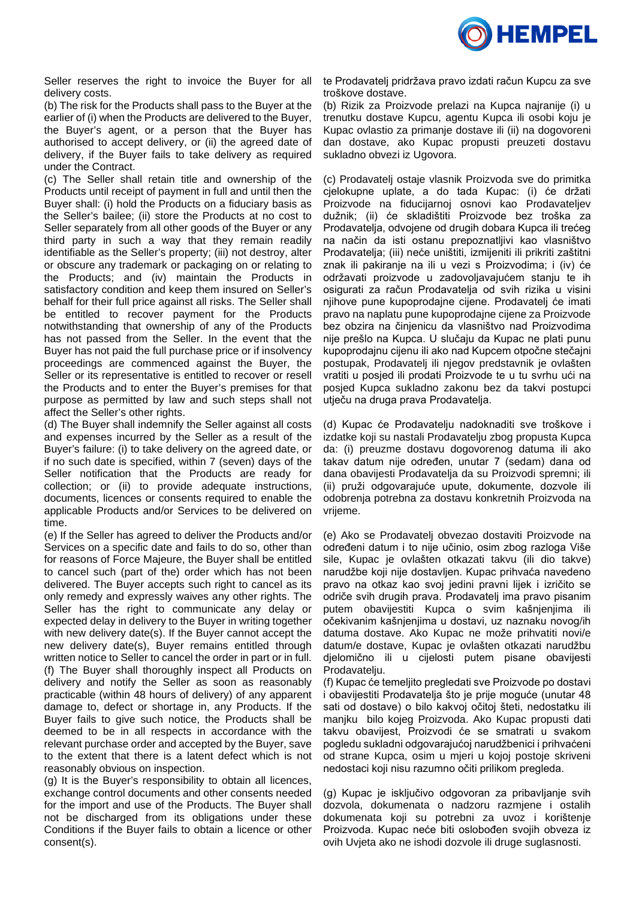Seller reserves the right to invoice the Buyer for all delivery costs.

(b) The risk for the Products shall pass to the Buyer at the earlier of (i) when the Products are delivered to the Buyer, the Buyer's agent, or a person that the Buyer has authorised to accept delivery, or (ii) the agreed date of delivery, if the Buyer fails to take delivery as required under the Contract.

(c) The Seller shall retain title and ownership of the Products until receipt of payment in full and until then the Buyer shall: (i) hold the Products on a fiduciary basis as the Seller's bailee; (ii) store the Products at no cost to Seller separately from all other goods of the Buyer or any third party in such a way that they remain readily identifiable as the Seller's property; (iii) not destroy, alter or obscure any trademark or packaging on or relating to the Products; and (iv) maintain the Products in satisfactory condition and keep them insured on Seller's behalf for their full price against all risks. The Seller shall be entitled to recover payment for the Products notwithstanding that ownership of any of the Products has not passed from the Seller. In the event that the Buyer has not paid the full purchase price or if insolvency proceedings are commenced against the Buyer, the Seller or its representative is entitled to recover or resell the Products and to enter the Buyer's premises for that purpose as permitted by law and such steps shall not affect the Seller's other rights.

(d) The Buyer shall indemnify the Seller against all costs and expenses incurred by the Seller as a result of the Buyer's failure: (i) to take delivery on the agreed date, or if no such date is specified, within 7 (seven) days of the Seller notification that the Products are ready for collection; or (ii) to provide adequate instructions, documents, licences or consents required to enable the applicable Products and/or Services to be delivered on time.

(e) If the Seller has agreed to deliver the Products and/or Services on a specific date and fails to do so, other than for reasons of Force Majeure, the Buyer shall be entitled to cancel such (part of the) order which has not been delivered. The Buyer accepts such right to cancel as its only remedy and expressly waives any other rights. The Seller has the right to communicate any delay or expected delay in delivery to the Buyer in writing together with new delivery date(s). If the Buyer cannot accept the new delivery date(s), Buyer remains entitled through written notice to Seller to cancel the order in part or in full.

(f) The Buyer shall thoroughly inspect all Products on delivery and notify the Seller as soon as reasonably practicable (within 48 hours of delivery) of any apparent damage to, defect or shortage in, any Products. If the Buyer fails to give such notice, the Products shall be deemed to be in all respects in accordance with the relevant purchase order and accepted by the Buyer, save to the extent that there is a latent defect which is not reasonably obvious on inspection.

(g) It is the Buyer's responsibility to obtain all licences, exchange control documents and other consents needed for the import and use of the Products. The Buyer shall not be discharged from its obligations under these Conditions if the Buyer fails to obtain a licence or other consent(s).

te Prodavatelj pridržava pravo izdati račun Kupcu za sve troškove dostave.

(b) Rizik za Proizvode prelazi na Kupca najranije (i) u trenutku dostave Kupcu, agentu Kupca ili osobi koju je Kupac ovlastio za primanje dostave ili (ii) na dogovoreni dan dostave, ako Kupac propusti preuzeti dostavu sukladno obvezi iz Ugovora.

(c) Prodavatelj ostaje vlasnik Proizvoda sve do primitka cjelokupne uplate, a do tada Kupac: (i) će držati Proizvode na fiducijarnoj osnovi kao Prodavateljev dužnik; (ii) će skladištiti Proizvode bez troška za Prodavatelja, odvojene od drugih dobara Kupca ili trećeg na način da isti ostanu prepoznatljivi kao vlasništvo Prodavatelja; (iii) neće uništiti, izmijeniti ili prikriti zaštitni znak ili pakiranje na ili u vezi s Proizvodima; i (iv) će održavati proizvode u zadovoljavajućem stanju te ih osigurati za račun Prodavatelja od svih rizika u visini njihove pune kupoprodajne cijene. Prodavatelj će imati pravo na naplatu pune kupoprodajne cijene za Proizvode bez obzira na činjenicu da vlasništvo nad Proizvodima nije prešlo na Kupca. U slučaju da Kupac ne plati punu kupoprodajnu cijenu ili ako nad Kupcem otpočne stečajni postupak, Prodavatelj ili njegov predstavnik je ovlašten vratiti u posjed ili prodati Proizvode te u tu svrhu ući na posjed Kupca sukladno zakonu bez da takvi postupci utječu na druga prava Prodavatelja.

(d) Kupac će Prodavatelju nadoknaditi sve troškove i izdatke koji su nastali Prodavatelju zbog propusta Kupca da: (i) preuzme dostavu dogovorenog datuma ili ako takav datum nije određen, unutar 7 (sedam) dana od dana obavijesti Prodavatelja da su Proizvodi spremni; ili (ii) pruži odgovarajuće upute, dokumente, dozvole ili odobrenja potrebna za dostavu konkretnih Proizvoda na vrijeme.

(e) Ako se Prodavatelj obvezao dostaviti Proizvode na određeni datum i to nije učinio, osim zbog razloga Više sile, Kupac je ovlašten otkazati takvu (ili dio takve) narudžbe koji nije dostavljen. Kupac prihvaća navedeno pravo na otkaz kao svoj jedini pravni lijek i izričito se odriče svih drugih prava. Prodavatelj ima pravo pisanim putem obavijestiti Kupca o svim kašnjenjima ili očekivanim kašnjenjima u dostavi, uz naznaku novog/ih datuma dostave. Ako Kupac ne može prihvatiti novi/e datum/e dostave, Kupac je ovlašten otkazati narudžbu djelomično ili u cijelosti putem pisane obavijesti Prodavatelju.

(f) Kupac će temeljito pregledati sve Proizvode po dostavi i obavijestiti Prodavatelja što je prije moguće (unutar 48 sati od dostave) o bilo kakvoj očitoj šteti, nedostatku ili manjku bilo kojeg Proizvoda. Ako Kupac propusti dati takvu obavijest, Proizvodi će se smatrati u svakom pogledu sukladni odgovarajućoj narudžbenici i prihvaćeni od strane Kupca, osim u mjeri u kojoj postoje skriveni nedostaci koji nisu razumno očiti prilikom pregleda.

(g) Kupac je isključivo odgovoran za pribavljanje svih dozvola, dokumenata o nadzoru razmjene i ostalih dokumenata koji su potrebni za uvoz i korištenje Proizvoda. Kupac neće biti oslobođen svojih obveza iz ovih Uvjeta ako ne ishodi dozvole ili druge suglasnosti.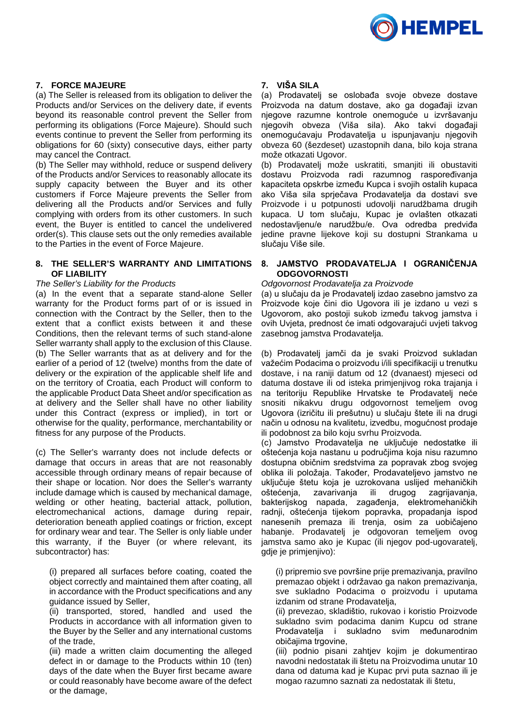## 7. FORCE MAJEURE

(a) The Seller is released from its obligation to deliver the Products and/or Services on the delivery date, if events beyond its reasonable control prevent the Seller from performing its obligations (Force Majeure). Should such events continue to prevent the Seller from performing its obligations for 60 (sixty) consecutive days, either party may cancel the Contract.

(b) The Seller may withhold, reduce or suspend delivery of the Products and/or Services to reasonably allocate its supply capacity between the Buyer and its other customers if Force Majeure prevents the Seller from delivering all the Products and/or Services and fully complying with orders from its other customers. In such event, the Buyer is entitled to cancel the undelivered order(s). This clause sets out the only remedies available to the Parties in the event of Force Majeure.

## 8. THE SELLER'S WARRANTY AND LIMITATIONS OF LIABILITY

*The Seller's Liability for the Products*

(a) In the event that a separate stand-alone Seller warranty for the Product forms part of or is issued in connection with the Contract by the Seller, then to the extent that a conflict exists between it and these Conditions, then the relevant terms of such stand-alone Seller warranty shall apply to the exclusion of this Clause.

(b) The Seller warrants that as at delivery and for the earlier of a period of 12 (twelve) months from the date of delivery or the expiration of the applicable shelf life and on the territory of Croatia, each Product will conform to the applicable Product Data Sheet and/or specification as at delivery and the Seller shall have no other liability under this Contract (express or implied), in tort or otherwise for the quality, performance, merchantability or fitness for any purpose of the Products.

(c) The Seller's warranty does not include defects or damage that occurs in areas that are not reasonably accessible through ordinary means of repair because of their shape or location. Nor does the Seller's warranty include damage which is caused by mechanical damage, welding or other heating, bacterial attack, pollution, electromechanical actions, damage during repair, deterioration beneath applied coatings or friction, except for ordinary wear and tear. The Seller is only liable under this warranty, if the Buyer (or where relevant, its subcontractor) has:

(i) prepared all surfaces before coating, coated the object correctly and maintained them after coating, all in accordance with the Product specifications and any guidance issued by Seller,

(ii) transported, stored, handled and used the Products in accordance with all information given to the Buyer by the Seller and any international customs of the trade,

(iii) made a written claim documenting the alleged defect in or damage to the Products within 10 (ten) days of the date when the Buyer first became aware or could reasonably have become aware of the defect or the damage,

## 7. VIŠA SILA

(a) Prodavatelj se oslobađa svoje obveze dostave Proizvoda na datum dostave, ako ga događaji izvan njegove razumne kontrole onemoguće u izvršavanju njegovih obveza (Viša sila). Ako takvi događaji onemogućavaju Prodavatelja u ispunjavanju njegovih obveza 60 (šezdeset) uzastopnih dana, bilo koja strana može otkazati Ugovor.

(b) Prodavatelj može uskratiti, smanjiti ili obustaviti dostavu Proizvoda radi razumnog raspoređivanja kapaciteta opskrbe između Kupca i svojih ostalih kupaca ako Viša sila sprječava Prodavatelja da dostavi sve Proizvode i u potpunosti udovolji narudžbama drugih kupaca. U tom slučaju, Kupac je ovlašten otkazati nedostavljenu/e narudžbu/e. Ova odredba predviđa jedine pravne lijekove koji su dostupni Strankama u slučaju Više sile.

## 8. JAMSTVO PRODAVATELJA I OGRANIČENJA ODGOVORNOSTI

*Odgovornost Prodavatelja za Proizvode*

(a) u slučaju da je Prodavatelj izdao zasebno jamstvo za Proizvode koje čini dio Ugovora ili je izdano u vezi s Ugovorom, ako postoji sukob između takvog jamstva i ovih Uvjeta, prednost će imati odgovarajući uvjeti takvog zasebnog jamstva Prodavatelja.

(b) Prodavatelj jamči da je svaki Proizvod sukladan važećim Podacima o proizvodu i/ili specifikaciji u trenutku dostave, i na raniji datum od 12 (dvanaest) mjeseci od datuma dostave ili od isteka primjenjivog roka trajanja i na teritoriju Republike Hrvatske te Prodavatelj neće snositi nikakvu drugu odgovornost temeljem ovog Ugovora (izričitu ili prešutnu) u slučaju štete ili na drugi način u odnosu na kvalitetu, izvedbu, mogućnost prodaje ili podobnost za bilo koju svrhu Proizvoda.

(c) Jamstvo Prodavatelja ne uključuje nedostatke ili oštećenja koja nastanu u područjima koja nisu razumno dostupna običnim sredstvima za popravak zbog svojeg oblika ili položaja. Također, Prodavateljevo jamstvo ne uključuje štetu koja je uzrokovana uslijed mehaničkih oštećenja, zavarivanja ili drugog zagrijavanja, bakterijskog napada, zagađenja, elektromehaničkih radnji, oštećenja tijekom popravka, propadanja ispod nanesenih premaza ili trenja, osim za uobičajeno habanje. Prodavatelj je odgovoran temeljem ovog jamstva samo ako je Kupac (ili njegov pod-ugovaratelj, gdje je primjenjivo):

(i) pripremio sve površine prije premazivanja, pravilno premazao objekt i održavao ga nakon premazivanja, sve sukladno Podacima o proizvodu i uputama izdanim od strane Prodavatelja,

(ii) prevezao, skladištio, rukovao i koristio Proizvode sukladno svim podacima danim Kupcu od strane Prodavatelja i sukladno svim međunarodnim običajima trgovine,

(iii) podnio pisani zahtjev kojim je dokumentirao navodni nedostatak ili štetu na Proizvodima unutar 10 dana od datuma kad je Kupac prvi puta saznao ili je mogao razumno saznati za nedostatak ili štetu,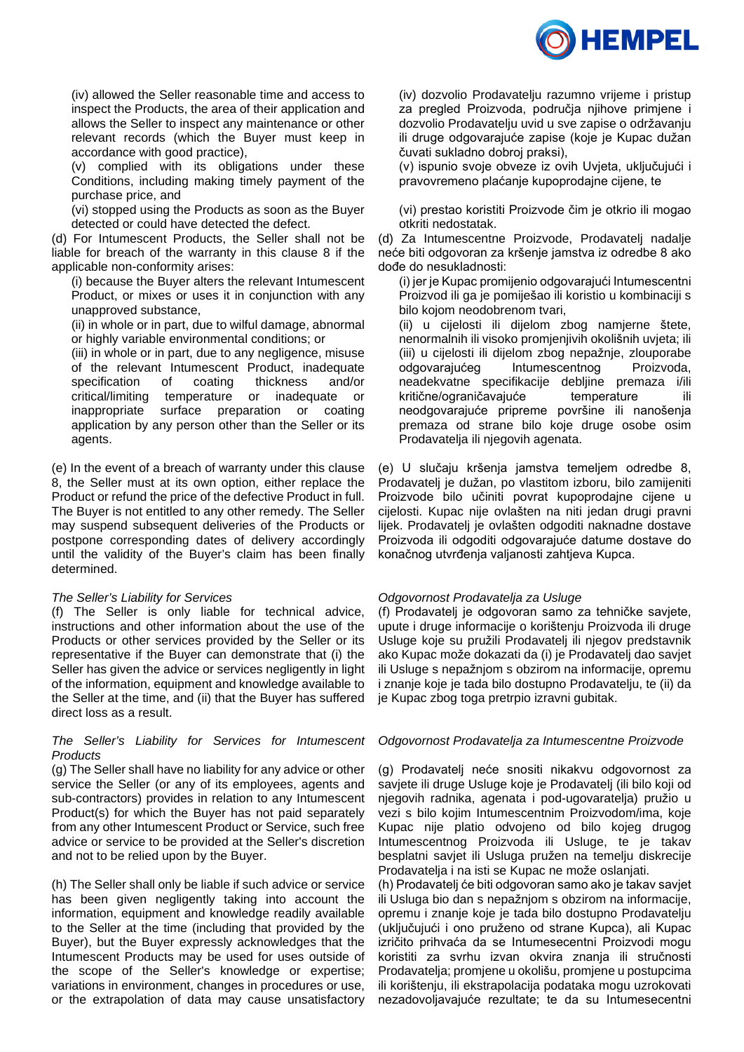(iv) allowed the Seller reasonable time and access to inspect the Products, the area of their application and allows the Seller to inspect any maintenance or other relevant records (which the Buyer must keep in accordance with good practice),

(v) complied with its obligations under these Conditions, including making timely payment of the purchase price, and

(vi) stopped using the Products as soon as the Buyer detected or could have detected the defect.

(d) For Intumescent Products, the Seller shall not be liable for breach of the warranty in this clause 8 if the applicable non-conformity arises:

(i) because the Buyer alters the relevant Intumescent Product, or mixes or uses it in conjunction with any unapproved substance,

(ii) in whole or in part, due to wilful damage, abnormal or highly variable environmental conditions; or

(iii) in whole or in part, due to any negligence, misuse of the relevant Intumescent Product, inadequate specification of coating thickness and/or critical/limiting temperature or inadequate or inappropriate surface preparation or coating application by any person other than the Seller or its agents.

(e) In the event of a breach of warranty under this clause 8, the Seller must at its own option, either replace the Product or refund the price of the defective Product in full. The Buyer is not entitled to any other remedy. The Seller may suspend subsequent deliveries of the Products or postpone corresponding dates of delivery accordingly until the validity of the Buyer's claim has been finally determined.

*The Seller's Liability for Services*

(f) The Seller is only liable for technical advice, instructions and other information about the use of the Products or other services provided by the Seller or its representative if the Buyer can demonstrate that (i) the Seller has given the advice or services negligently in light of the information, equipment and knowledge available to the Seller at the time, and (ii) that the Buyer has suffered direct loss as a result.

*The Seller's Liability for Services for Intumescent Products*

(g) The Seller shall have no liability for any advice or other service the Seller (or any of its employees, agents and sub-contractors) provides in relation to any Intumescent Product(s) for which the Buyer has not paid separately from any other Intumescent Product or Service, such free advice or service to be provided at the Seller's discretion and not to be relied upon by the Buyer.

(h) The Seller shall only be liable if such advice or service has been given negligently taking into account the information, equipment and knowledge readily available to the Seller at the time (including that provided by the Buyer), but the Buyer expressly acknowledges that the Intumescent Products may be used for uses outside of the scope of the Seller's knowledge or expertise; variations in environment, changes in procedures or use, or the extrapolation of data may cause unsatisfactory

(iv) dozvolio Prodavatelju razumno vrijeme i pristup za pregled Proizvoda, područja njihove primjene i dozvolio Prodavatelju uvid u sve zapise o održavanju ili druge odgovarajuće zapise (koje je Kupac dužan čuvati sukladno dobroj praksi),

(v) ispunio svoje obveze iz ovih Uvjeta, uključujući i pravovremeno plaćanje kupoprodajne cijene, te

(vi) prestao koristiti Proizvode čim je otkrio ili mogao otkriti nedostatak.

(d) Za Intumescentne Proizvode, Prodavatelj nadalje neće biti odgovoran za kršenje jamstva iz odredbe 8 ako dođe do nesukladnosti:

(i) jer je Kupac promijenio odgovarajući Intumescentni Proizvod ili ga je pomiješao ili koristio u kombinaciji s bilo kojom neodobrenom tvari,

(ii) u cijelosti ili dijelom zbog namjerne štete, nenormalnih ili visoko promjenjivih okolišnih uvjeta; ili

(iii) u cijelosti ili dijelom zbog nepažnje, zlouporabe odgovarajućeg Intumescentnog Proizvoda, neadekvatne specifikacije debljine premaza i/ili kritične/ograničavajuće temperature ili neodgovarajuće pripreme površine ili nanošenja premaza od strane bilo koje druge osobe osim Prodavatelja ili njegovih agenata.

(e) U slučaju kršenja jamstva temeljem odredbe 8, Prodavatelj je dužan, po vlastitom izboru, bilo zamijeniti Proizvode bilo učiniti povrat kupoprodajne cijene u cijelosti. Kupac nije ovlašten na niti jedan drugi pravni lijek. Prodavatelj je ovlašten odgoditi naknadne dostave Proizvoda ili odgoditi odgovarajuće datume dostave do konačnog utvrđenja valjanosti zahtjeva Kupca.

*Odgovornost Prodavatelja za Usluge*

(f) Prodavatelj je odgovoran samo za tehničke savjete, upute i druge informacije o korištenju Proizvoda ili druge Usluge koje su pružili Prodavatelj ili njegov predstavnik ako Kupac može dokazati da (i) je Prodavatelj dao savjet ili Usluge s nepažnjom s obzirom na informacije, opremu i znanje koje je tada bilo dostupno Prodavatelju, te (ii) da je Kupac zbog toga pretrpio izravni gubitak.

*Odgovornost Prodavatelja za Intumescentne Proizvode*

(g) Prodavatelj neće snositi nikakvu odgovornost za savjete ili druge Usluge koje je Prodavatelj (ili bilo koji od njegovih radnika, agenata i pod-ugovaratelja) pružio u vezi s bilo kojim Intumescentnim Proizvodom/ima, koje Kupac nije platio odvojeno od bilo kojeg drugog Intumescentnog Proizvoda ili Usluge, te je takav besplatni savjet ili Usluga pružen na temelju diskrecije Prodavatelja i na isti se Kupac ne može oslanjati.

(h) Prodavatelj će biti odgovoran samo ako je takav savjet ili Usluga bio dan s nepažnjom s obzirom na informacije, opremu i znanje koje je tada bilo dostupno Prodavatelju (uključujući i ono pruženo od strane Kupca), ali Kupac izričito prihvaća da se Intumesecentni Proizvodi mogu koristiti za svrhu izvan okvira znanja ili stručnosti Prodavatelja; promjene u okolišu, promjene u postupcima ili korištenju, ili ekstrapolacija podataka mogu uzrokovati nezadovoljavajuće rezultate; te da su Intumesecentni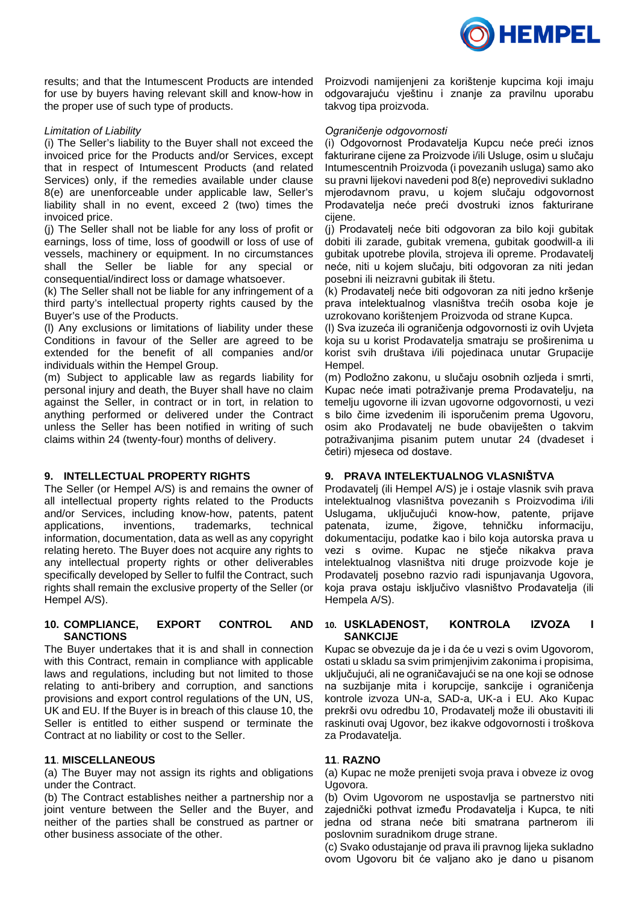results; and that the Intumescent Products are intended for use by buyers having relevant skill and know-how in the proper use of such type of products.

*Limitation of Liability*

(i) The Seller's liability to the Buyer shall not exceed the invoiced price for the Products and/or Services, except that in respect of Intumescent Products (and related Services) only, if the remedies available under clause 8(e) are unenforceable under applicable law, Seller's liability shall in no event, exceed 2 (two) times the invoiced price.

(j) The Seller shall not be liable for any loss of profit or earnings, loss of time, loss of goodwill or loss of use of vessels, machinery or equipment. In no circumstances shall the Seller be liable for any special or consequential/indirect loss or damage whatsoever.

(k) The Seller shall not be liable for any infringement of a third party's intellectual property rights caused by the Buyer's use of the Products.

(l) Any exclusions or limitations of liability under these Conditions in favour of the Seller are agreed to be extended for the benefit of all companies and/or individuals within the Hempel Group.

(m) Subject to applicable law as regards liability for personal injury and death, the Buyer shall have no claim against the Seller, in contract or in tort, in relation to anything performed or delivered under the Contract unless the Seller has been notified in writing of such claims within 24 (twenty-four) months of delivery.

## 9. INTELLECTUAL PROPERTY RIGHTS

The Seller (or Hempel A/S) is and remains the owner of all intellectual property rights related to the Products and/or Services, including know-how, patents, patent applications, inventions, trademarks, technical information, documentation, data as well as any copyright relating hereto. The Buyer does not acquire any rights to any intellectual property rights or other deliverables specifically developed by Seller to fulfil the Contract, such rights shall remain the exclusive property of the Seller (or Hempel A/S).

## 10. COMPLIANCE, EXPORT CONTROL AND SANCTIONS

The Buyer undertakes that it is and shall in connection with this Contract, remain in compliance with applicable laws and regulations, including but not limited to those relating to anti-bribery and corruption, and sanctions provisions and export control regulations of the UN, US, UK and EU. If the Buyer is in breach of this clause 10, the Seller is entitled to either suspend or terminate the Contract at no liability or cost to the Seller.

## 11. MISCELLANEOUS

(a) The Buyer may not assign its rights and obligations under the Contract.

(b) The Contract establishes neither a partnership nor a joint venture between the Seller and the Buyer, and neither of the parties shall be construed as partner or other business associate of the other.

---

Proizvodi namijenjeni za korištenje kupcima koji imaju odgovarajuću vještinu i znanje za pravilnu uporabu takvog tipa proizvoda.

*Ograničenje odgovornosti*

(i) Odgovornost Prodavatelja Kupcu neće preći iznos fakturirane cijene za Proizvode i/ili Usluge, osim u slučaju Intumescentnih Proizvoda (i povezanih usluga) samo ako su pravni lijekovi navedeni pod 8(e) neprovedivi sukladno mjerodavnom pravu, u kojem slučaju odgovornost Prodavatelja neće preći dvostruki iznos fakturirane cijene.

(j) Prodavatelj neće biti odgovoran za bilo koji gubitak dobiti ili zarade, gubitak vremena, gubitak goodwill-a ili gubitak upotrebe plovila, strojeva ili opreme. Prodavatelj neće, niti u kojem slučaju, biti odgovoran za niti jedan posebni ili neizravni gubitak ili štetu.

(k) Prodavatelj neće biti odgovoran za niti jedno kršenje prava intelektualnog vlasništva trećih osoba koje je uzrokovano korištenjem Proizvoda od strane Kupca.

(l) Sva izuzeća ili ograničenja odgovornosti iz ovih Uvjeta koja su u korist Prodavatelja smatraju se proširenima u korist svih društava i/ili pojedinaca unutar Grupacije Hempel.

(m) Podložno zakonu, u slučaju osobnih ozljeda i smrti, Kupac neće imati potraživanje prema Prodavatelju, na temelju ugovorne ili izvan ugovorne odgovornosti, u vezi s bilo čime izvedenim ili isporučenim prema Ugovoru, osim ako Prodavatelj ne bude obaviješten o takvim potraživanjima pisanim putem unutar 24 (dvadeset i četiri) mjeseca od dostave.

## 9. PRAVA INTELEKTUALNOG VLASNIŠTVA

Prodavatelj (ili Hempel A/S) je i ostaje vlasnik svih prava intelektualnog vlasništva povezanih s Proizvodima i/ili Uslugama, uključujući know-how, patente, prijave patenata, izume, žigove, tehničku informaciju, dokumentaciju, podatke kao i bilo koja autorska prava u vezi s ovime. Kupac ne stječe nikakva prava intelektualnog vlasništva niti druge proizvode koje je Prodavatelj posebno razvio radi ispunjavanja Ugovora, koja prava ostaju isključivo vlasništvo Prodavatelja (ili Hempela A/S).

## 10. USKLAĐENOST, KONTROLA IZVOZA I SANKCIJE

Kupac se obvezuje da je i da će u vezi s ovim Ugovorom, ostati u skladu sa svim primjenjivim zakonima i propisima, uključujući, ali ne ograničavajući se na one koji se odnose na suzbijanje mita i korupcije, sankcije i ograničenja kontrole izvoza UN-a, SAD-a, UK-a i EU. Ako Kupac prekrši ovu odredbu 10, Prodavatelj može ili obustaviti ili raskinuti ovaj Ugovor, bez ikakve odgovornosti i troškova za Prodavatelja.

## 11. RAZNO

(a) Kupac ne može prenijeti svoja prava i obveze iz ovog Ugovora.

(b) Ovim Ugovorom ne uspostavlja se partnerstvo niti zajednički pothvat između Prodavatelja i Kupca, te niti jedna od strana neće biti smatrana partnerom ili poslovnim suradnikom druge strane.

(c) Svako odustajanje od prava ili pravnog lijeka sukladno ovom Ugovoru bit će valjano ako je dano u pisanom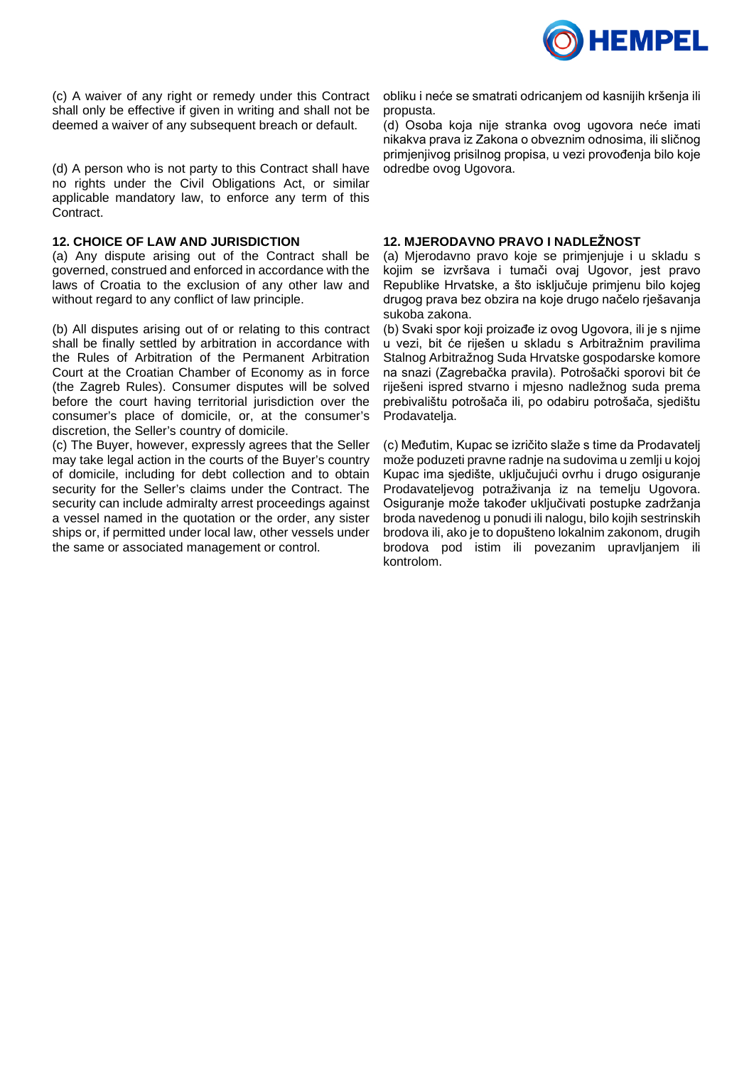(c) A waiver of any right or remedy under this Contract shall only be effective if given in writing and shall not be deemed a waiver of any subsequent breach or default.

(d) A person who is not party to this Contract shall have no rights under the Civil Obligations Act, or similar applicable mandatory law, to enforce any term of this Contract.

### 12. CHOICE OF LAW AND JURISDICTION

(a) Any dispute arising out of the Contract shall be governed, construed and enforced in accordance with the laws of Croatia to the exclusion of any other law and without regard to any conflict of law principle.

(b) All disputes arising out of or relating to this contract shall be finally settled by arbitration in accordance with the Rules of Arbitration of the Permanent Arbitration Court at the Croatian Chamber of Economy as in force (the Zagreb Rules). Consumer disputes will be solved before the court having territorial jurisdiction over the consumer's place of domicile, or, at the consumer's discretion, the Seller's country of domicile.

(c) The Buyer, however, expressly agrees that the Seller may take legal action in the courts of the Buyer's country of domicile, including for debt collection and to obtain security for the Seller's claims under the Contract. The security can include admiralty arrest proceedings against a vessel named in the quotation or the order, any sister ships or, if permitted under local law, other vessels under the same or associated management or control.

obliku i neće se smatrati odricanjem od kasnijih kršenja ili propusta.

(d) Osoba koja nije stranka ovog ugovora neće imati nikakva prava iz Zakona o obveznim odnosima, ili sličnog primjenjivog prisilnog propisa, u vezi provođenja bilo koje odredbe ovog Ugovora.

### 12. MJERODAVNO PRAVO I NADLEŽNOST

(a) Mjerodavno pravo koje se primjenjuje i u skladu s kojim se izvršava i tumači ovaj Ugovor, jest pravo Republike Hrvatske, a što isključuje primjenu bilo kojeg drugog prava bez obzira na koje drugo načelo rješavanja sukoba zakona.

(b) Svaki spor koji proizađe iz ovog Ugovora, ili je s njime u vezi, bit će riješen u skladu s Arbitražnim pravilima Stalnog Arbitražnog Suda Hrvatske gospodarske komore na snazi (Zagrebačka pravila). Potrošački sporovi bit će riješeni ispred stvarno i mjesno nadležnog suda prema prebivalištu potrošača ili, po odabiru potrošača, sjedištu Prodavatelja.

(c) Međutim, Kupac se izričito slaže s time da Prodavatelj može poduzeti pravne radnje na sudovima u zemlji u kojoj Kupac ima sjedište, uključujući ovrhu i drugo osiguranje Prodavateljevog potraživanja iz na temelju Ugovora. Osiguranje može također uključivati postupke zadržanja broda navedenog u ponudi ili nalogu, bilo kojih sestrinskih brodova ili, ako je to dopušteno lokalnim zakonom, drugih brodova pod istim ili povezanim upravljanjem ili kontrolom.